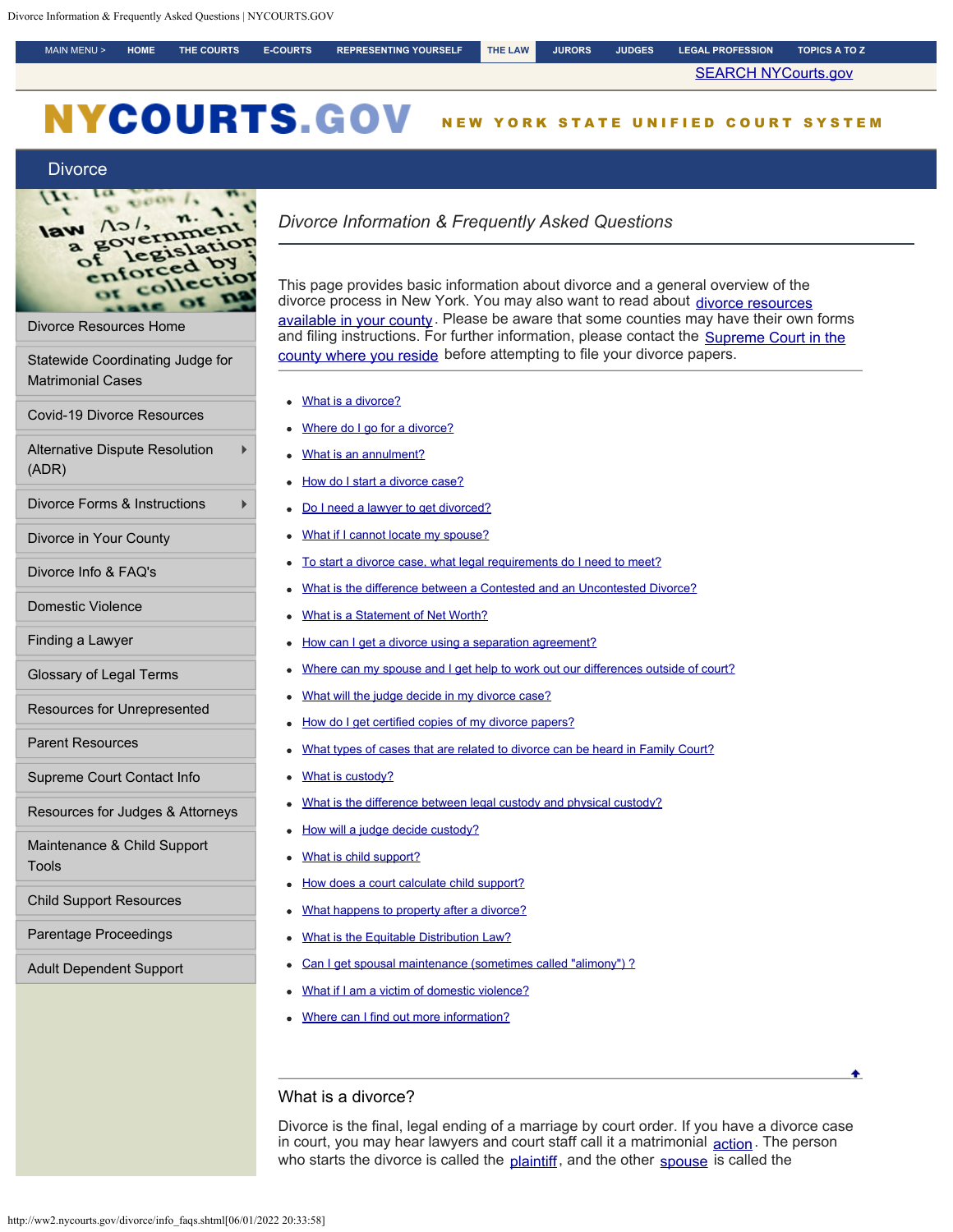# Divorce Information & Frequently Asked Questions

This page provides basic information about divorce and a general overview of the divorce process in New York. You may also want to read about divorce resources available in your county. Please be aware that some counties may have their own forms and filing instructions. For further information, please contact the Supreme Court in the county where you reside before attempting to file your divorce papers.

- What is a divorce?
- Where do I go for a divorce?
- What is an annulment?
- How do I start a divorce case?
- Do I need a lawyer to get divorced?
- What if I cannot locate my spouse?
- To start a divorce case, what legal requirements do I need to meet?
- What is the difference between a Contested and an Uncontested Divorce?
- What is a Statement of Net Worth?
- How can I get a divorce using a separation agreement?
- Where can my spouse and I get help to work out our differences outside of court?
- What will the judge decide in my divorce case?
- How do I get certified copies of my divorce papers?
- What types of cases that are related to divorce can be heard in Family Court?
- What is custody?
- What is the difference between legal custody and physical custody?
- How will a judge decide custody?
- What is child support?
- How does a court calculate child support?
- What happens to property after a divorce?
- What is the Equitable Distribution Law?
- Can I get spousal maintenance (sometimes called "alimony") ?
- What if I am a victim of domestic violence?
- Where can I find out more information?

## What is a divorce?

Divorce is the final, legal ending of a marriage by court order. If you have a divorce case in court, you may hear lawyers and court staff call it a matrimonial action. The person who starts the divorce is called the plaintiff, and the other spouse is called the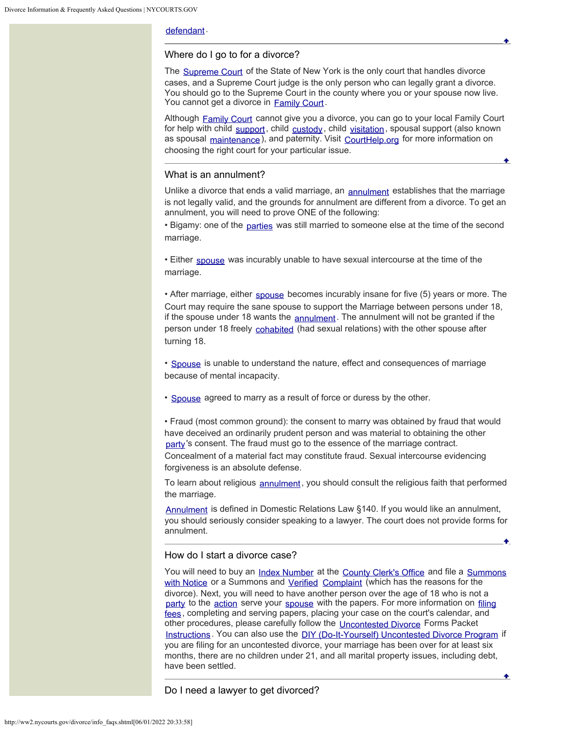defendant.

## Where do I go to for a divorce?

The Supreme Court of the State of New York is the only court that handles divorce cases, and a Supreme Court judge is the only person who can legally grant a divorce. You should go to the Supreme Court in the county where you or your spouse now live. You cannot get a divorce in Family Court.

Although Family Court cannot give you a divorce, you can go to your local Family Court for help with child support, child custody, child visitation, spousal support (also known as spousal maintenance), and paternity. Visit CourtHelp.org for more information on choosing the right court for your particular issue.

## What is an annulment?

Unlike a divorce that ends a valid marriage, an annulment establishes that the marriage is not legally valid, and the grounds for annulment are different from a divorce. To get an annulment, you will need to prove ONE of the following:

- Bigamy: one of the parties was still married to someone else at the time of the second marriage.
- Either spouse was incurably unable to have sexual intercourse at the time of the marriage.
- After marriage, either spouse becomes incurably insane for five (5) years or more. The Court may require the sane spouse to support the Marriage between persons under 18, if the spouse under 18 wants the annulment. The annulment will not be granted if the person under 18 freely cohabited (had sexual relations) with the other spouse after turning 18.
- Spouse is unable to understand the nature, effect and consequences of marriage because of mental incapacity.
- Spouse agreed to marry as a result of force or duress by the other.
- Fraud (most common ground): the consent to marry was obtained by fraud that would have deceived an ordinarily prudent person and was material to obtaining the other party's consent. The fraud must go to the essence of the marriage contract. Concealment of a material fact may constitute fraud. Sexual intercourse evidencing forgiveness is an absolute defense.

To learn about religious annulment, you should consult the religious faith that performed the marriage.

Annulment is defined in Domestic Relations Law §140. If you would like an annulment, you should seriously consider speaking to a lawyer. The court does not provide forms for annulment.

## How do I start a divorce case?

You will need to buy an Index Number at the County Clerk's Office and file a Summons with Notice or a Summons and Verified Complaint (which has the reasons for the divorce). Next, you will need to have another person over the age of 18 who is not a party to the action serve your spouse with the papers. For more information on filing fees, completing and serving papers, placing your case on the court's calendar, and other procedures, please carefully follow the Uncontested Divorce Forms Packet Instructions. You can also use the DIY (Do-It-Yourself) Uncontested Divorce Program if you are filing for an uncontested divorce, your marriage has been over for at least six months, there are no children under 21, and all marital property issues, including debt, have been settled.

## Do I need a lawyer to get divorced?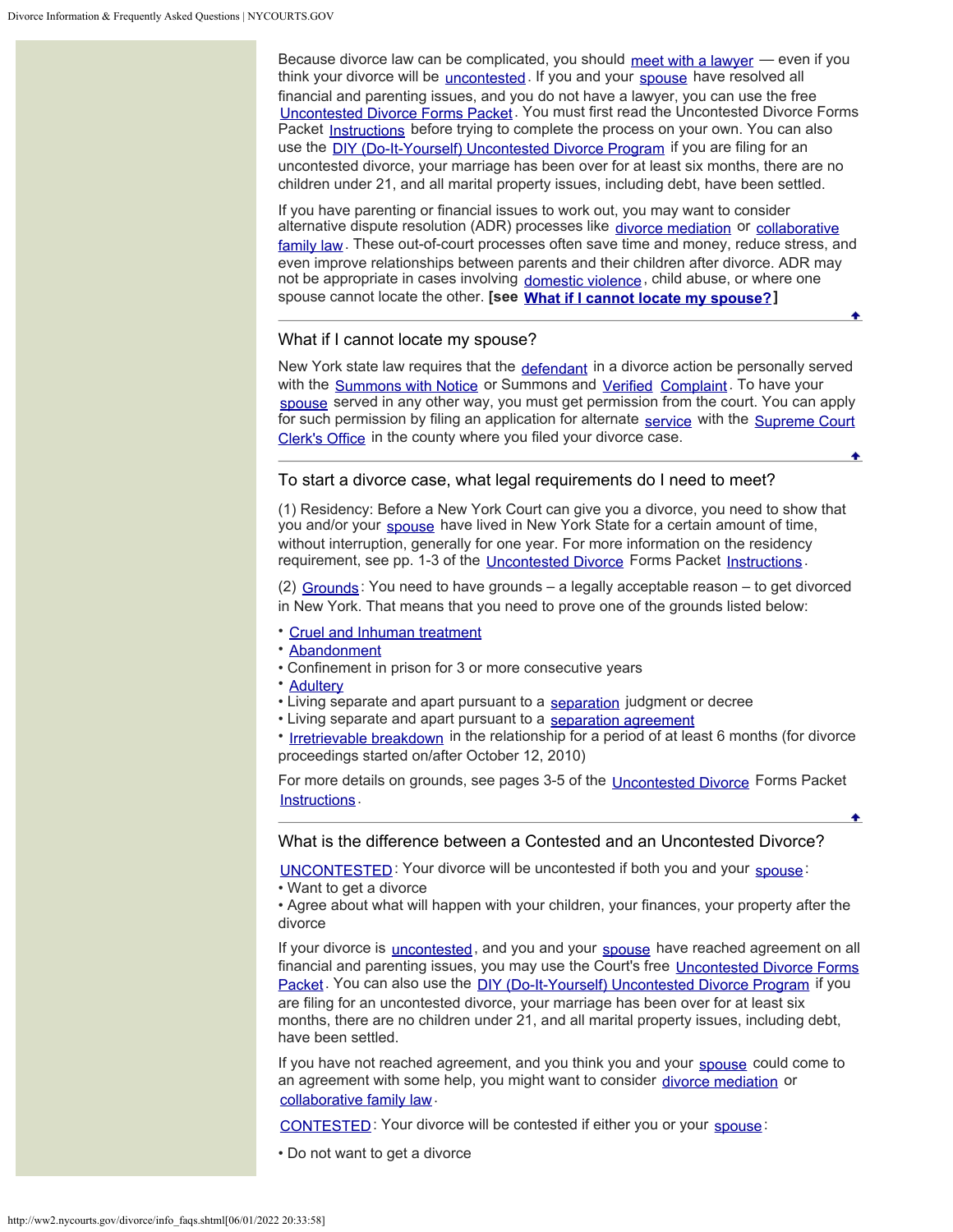Because divorce law can be complicated, you should meet with a lawyer — even if you think your divorce will be uncontested. If you and your spouse have resolved all financial and parenting issues, and you do not have a lawyer, you can use the free Uncontested Divorce Forms Packet. You must first read the Uncontested Divorce Forms Packet Instructions before trying to complete the process on your own. You can also use the DIY (Do-It-Yourself) Uncontested Divorce Program if you are filing for an uncontested divorce, your marriage has been over for at least six months, there are no children under 21, and all marital property issues, including debt, have been settled.

If you have parenting or financial issues to work out, you may want to consider alternative dispute resolution (ADR) processes like divorce mediation or collaborative family law. These out-of-court processes often save time and money, reduce stress, and even improve relationships between parents and their children after divorce. ADR may not be appropriate in cases involving domestic violence, child abuse, or where one spouse cannot locate the other. **[see What if I cannot locate my spouse?]**

---

## What if I cannot locate my spouse?

New York state law requires that the defendant in a divorce action be personally served with the Summons with Notice or Summons and Verified Complaint. To have your spouse served in any other way, you must get permission from the court. You can apply for such permission by filing an application for alternate service with the Supreme Court Clerk's Office in the county where you filed your divorce case.

---

## To start a divorce case, what legal requirements do I need to meet?

(1) Residency: Before a New York Court can give you a divorce, you need to show that you and/or your spouse have lived in New York State for a certain amount of time, without interruption, generally for one year. For more information on the residency requirement, see pp. 1-3 of the Uncontested Divorce Forms Packet Instructions.

(2) Grounds: You need to have grounds – a legally acceptable reason – to get divorced in New York. That means that you need to prove one of the grounds listed below:

- Cruel and Inhuman treatment
- Abandonment
- Confinement in prison for 3 or more consecutive years
- Adultery
- Living separate and apart pursuant to a separation judgment or decree
- Living separate and apart pursuant to a separation agreement
- Irretrievable breakdown in the relationship for a period of at least 6 months (for divorce proceedings started on/after October 12, 2010)

For more details on grounds, see pages 3-5 of the Uncontested Divorce Forms Packet Instructions.

---

## What is the difference between a Contested and an Uncontested Divorce?

UNCONTESTED: Your divorce will be uncontested if both you and your spouse:

- Want to get a divorce
- Agree about what will happen with your children, your finances, your property after the divorce

If your divorce is uncontested, and you and your spouse have reached agreement on all financial and parenting issues, you may use the Court's free Uncontested Divorce Forms Packet. You can also use the DIY (Do-It-Yourself) Uncontested Divorce Program if you are filing for an uncontested divorce, your marriage has been over for at least six months, there are no children under 21, and all marital property issues, including debt, have been settled.

If you have not reached agreement, and you think you and your spouse could come to an agreement with some help, you might want to consider divorce mediation or collaborative family law.

CONTESTED: Your divorce will be contested if either you or your spouse:

- Do not want to get a divorce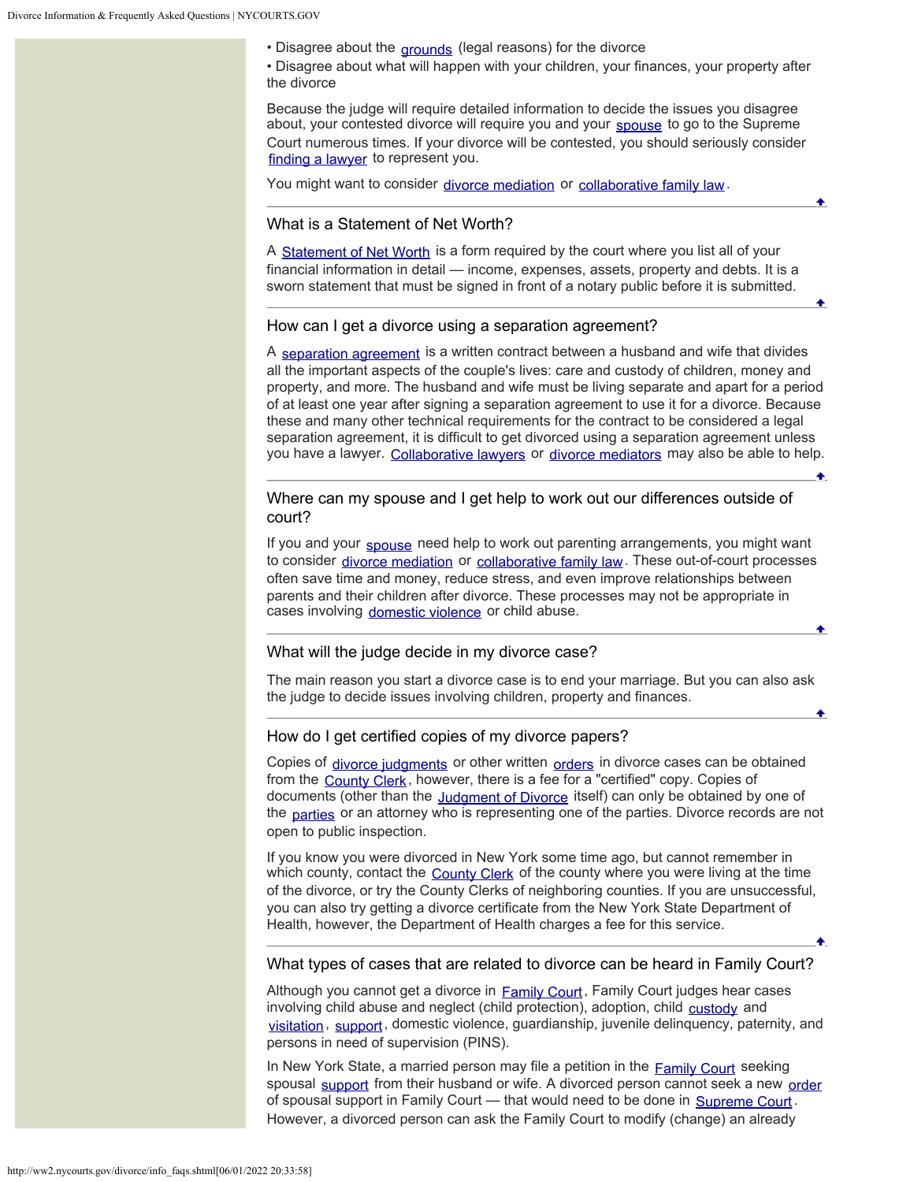- Disagree about the grounds (legal reasons) for the divorce
- Disagree about what will happen with your children, your finances, your property after the divorce

Because the judge will require detailed information to decide the issues you disagree about, your contested divorce will require you and your spouse to go to the Supreme Court numerous times. If your divorce will be contested, you should seriously consider finding a lawyer to represent you.

You might want to consider divorce mediation or collaborative family law.

## What is a Statement of Net Worth?

A Statement of Net Worth is a form required by the court where you list all of your financial information in detail — income, expenses, assets, property and debts. It is a sworn statement that must be signed in front of a notary public before it is submitted.

## How can I get a divorce using a separation agreement?

A separation agreement is a written contract between a husband and wife that divides all the important aspects of the couple's lives: care and custody of children, money and property, and more. The husband and wife must be living separate and apart for a period of at least one year after signing a separation agreement to use it for a divorce. Because these and many other technical requirements for the contract to be considered a legal separation agreement, it is difficult to get divorced using a separation agreement unless you have a lawyer. Collaborative lawyers or divorce mediators may also be able to help.

## Where can my spouse and I get help to work out our differences outside of court?

If you and your spouse need help to work out parenting arrangements, you might want to consider divorce mediation or collaborative family law. These out-of-court processes often save time and money, reduce stress, and even improve relationships between parents and their children after divorce. These processes may not be appropriate in cases involving domestic violence or child abuse.

## What will the judge decide in my divorce case?

The main reason you start a divorce case is to end your marriage. But you can also ask the judge to decide issues involving children, property and finances.

## How do I get certified copies of my divorce papers?

Copies of divorce judgments or other written orders in divorce cases can be obtained from the County Clerk, however, there is a fee for a "certified" copy. Copies of documents (other than the Judgment of Divorce itself) can only be obtained by one of the parties or an attorney who is representing one of the parties. Divorce records are not open to public inspection.

If you know you were divorced in New York some time ago, but cannot remember in which county, contact the County Clerk of the county where you were living at the time of the divorce, or try the County Clerks of neighboring counties. If you are unsuccessful, you can also try getting a divorce certificate from the New York State Department of Health, however, the Department of Health charges a fee for this service.

## What types of cases that are related to divorce can be heard in Family Court?

Although you cannot get a divorce in Family Court, Family Court judges hear cases involving child abuse and neglect (child protection), adoption, child custody and visitation, support, domestic violence, guardianship, juvenile delinquency, paternity, and persons in need of supervision (PINS).

In New York State, a married person may file a petition in the Family Court seeking spousal support from their husband or wife. A divorced person cannot seek a new order of spousal support in Family Court — that would need to be done in Supreme Court. However, a divorced person can ask the Family Court to modify (change) an already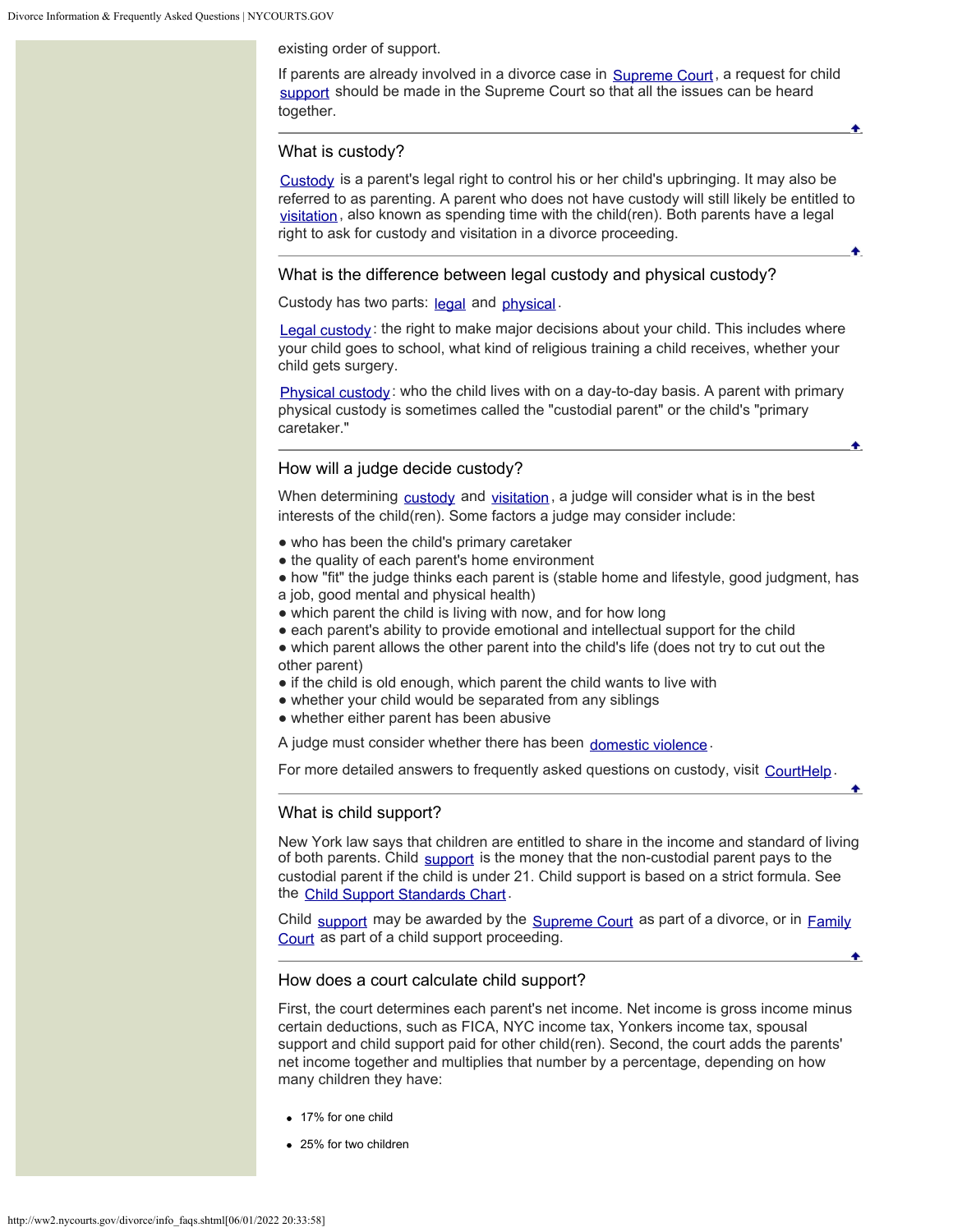existing order of support.

If parents are already involved in a divorce case in Supreme Court, a request for child support should be made in the Supreme Court so that all the issues can be heard together.

## What is custody?

Custody is a parent's legal right to control his or her child's upbringing. It may also be referred to as parenting. A parent who does not have custody will still likely be entitled to visitation, also known as spending time with the child(ren). Both parents have a legal right to ask for custody and visitation in a divorce proceeding.

## What is the difference between legal custody and physical custody?

Custody has two parts: legal and physical.

Legal custody: the right to make major decisions about your child. This includes where your child goes to school, what kind of religious training a child receives, whether your child gets surgery.

Physical custody: who the child lives with on a day-to-day basis. A parent with primary physical custody is sometimes called the "custodial parent" or the child's "primary caretaker."

## How will a judge decide custody?

When determining custody and visitation, a judge will consider what is in the best interests of the child(ren). Some factors a judge may consider include:

- who has been the child's primary caretaker
- the quality of each parent's home environment
- how "fit" the judge thinks each parent is (stable home and lifestyle, good judgment, has a job, good mental and physical health)
- which parent the child is living with now, and for how long
- each parent's ability to provide emotional and intellectual support for the child
- which parent allows the other parent into the child's life (does not try to cut out the other parent)
- if the child is old enough, which parent the child wants to live with
- whether your child would be separated from any siblings
- whether either parent has been abusive

A judge must consider whether there has been domestic violence.

For more detailed answers to frequently asked questions on custody, visit CourtHelp.

## What is child support?

New York law says that children are entitled to share in the income and standard of living of both parents. Child support is the money that the non-custodial parent pays to the custodial parent if the child is under 21. Child support is based on a strict formula. See the Child Support Standards Chart.

Child support may be awarded by the Supreme Court as part of a divorce, or in Family Court as part of a child support proceeding.

## How does a court calculate child support?

First, the court determines each parent's net income. Net income is gross income minus certain deductions, such as FICA, NYC income tax, Yonkers income tax, spousal support and child support paid for other child(ren). Second, the court adds the parents' net income together and multiplies that number by a percentage, depending on how many children they have:

- 17% for one child
- 25% for two children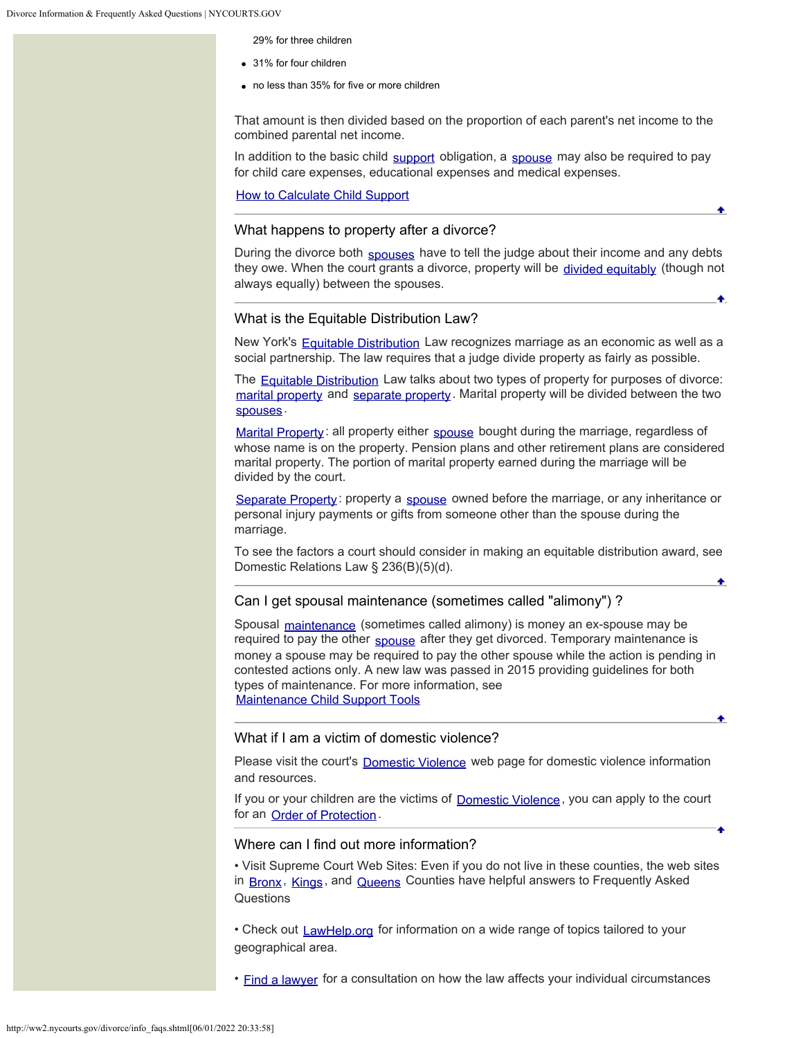- 29% for three children
- 31% for four children
- no less than 35% for five or more children

That amount is then divided based on the proportion of each parent's net income to the combined parental net income.

In addition to the basic child support obligation, a spouse may also be required to pay for child care expenses, educational expenses and medical expenses.

How to Calculate Child Support

## What happens to property after a divorce?

During the divorce both spouses have to tell the judge about their income and any debts they owe. When the court grants a divorce, property will be divided equitably (though not always equally) between the spouses.

## What is the Equitable Distribution Law?

New York's Equitable Distribution Law recognizes marriage as an economic as well as a social partnership. The law requires that a judge divide property as fairly as possible.

The Equitable Distribution Law talks about two types of property for purposes of divorce: marital property and separate property. Marital property will be divided between the two spouses.

Marital Property: all property either spouse bought during the marriage, regardless of whose name is on the property. Pension plans and other retirement plans are considered marital property. The portion of marital property earned during the marriage will be divided by the court.

Separate Property: property a spouse owned before the marriage, or any inheritance or personal injury payments or gifts from someone other than the spouse during the marriage.

To see the factors a court should consider in making an equitable distribution award, see Domestic Relations Law § 236(B)(5)(d).

## Can I get spousal maintenance (sometimes called "alimony") ?

Spousal maintenance (sometimes called alimony) is money an ex-spouse may be required to pay the other spouse after they get divorced. Temporary maintenance is money a spouse may be required to pay the other spouse while the action is pending in contested actions only. A new law was passed in 2015 providing guidelines for both types of maintenance. For more information, see Maintenance Child Support Tools

## What if I am a victim of domestic violence?

Please visit the court's Domestic Violence web page for domestic violence information and resources.

If you or your children are the victims of Domestic Violence, you can apply to the court for an Order of Protection.

## Where can I find out more information?

• Visit Supreme Court Web Sites: Even if you do not live in these counties, the web sites in Bronx, Kings, and Queens Counties have helpful answers to Frequently Asked Questions

• Check out LawHelp.org for information on a wide range of topics tailored to your geographical area.

• Find a lawyer for a consultation on how the law affects your individual circumstances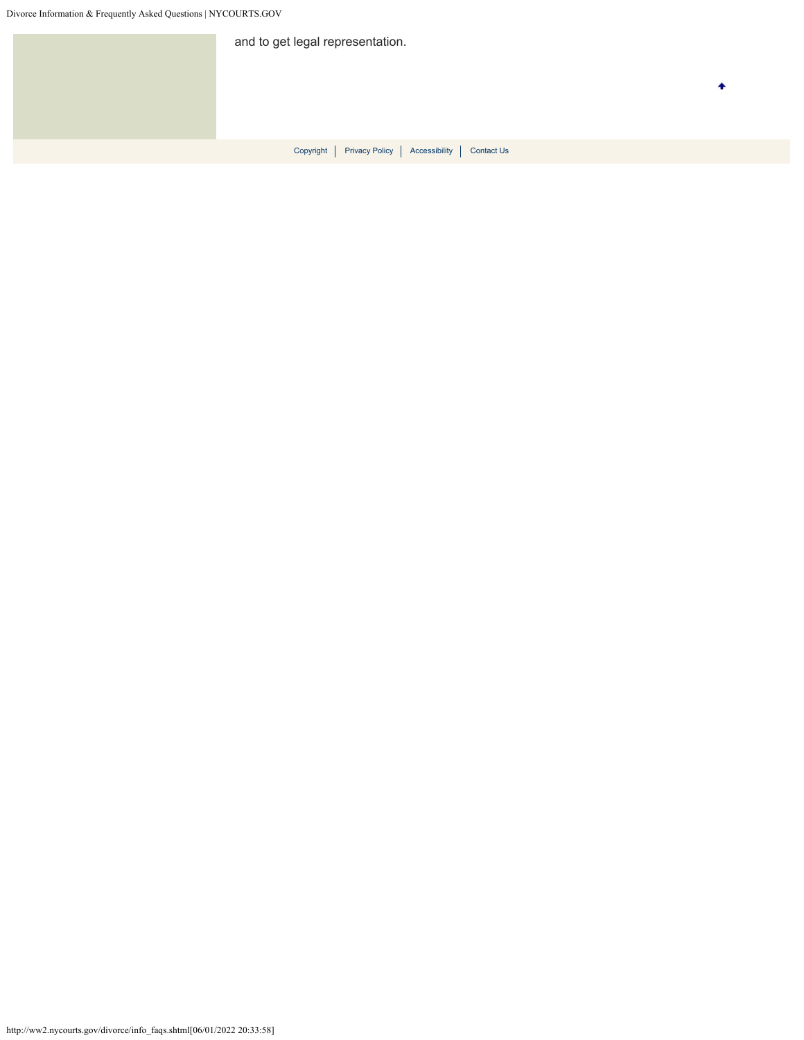and to get legal representation.